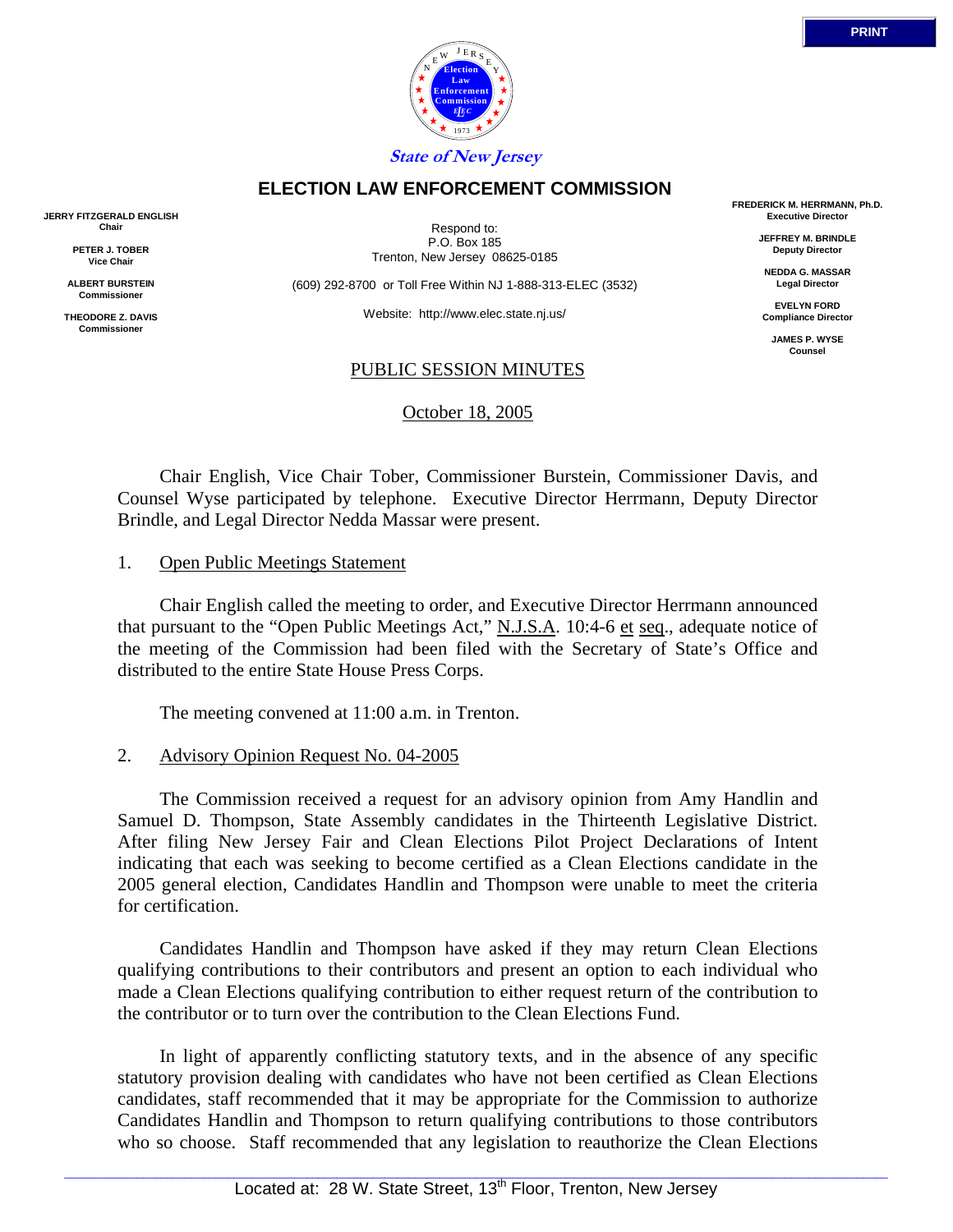State of New Jersey

# ELECTION LAW ENFORCEMENT COMMISSION

**JERRY FITZGERALD ENGLISH**
**Chair**

**PETER J. TOBER**
**Vice Chair**

**ALBERT BURSTEIN**
**Commissioner**

**THEODORE Z. DAVIS**
**Commissioner**

Respond to:
P.O. Box 185
Trenton, New Jersey 08625-0185

(609) 292-8700 or Toll Free Within NJ 1-888-313-ELEC (3532)

Website: http://www.elec.state.nj.us/

**FREDERICK M. HERRMANN, Ph.D.**
**Executive Director**

**JEFFREY M. BRINDLE**
**Deputy Director**

**NEDDA G. MASSAR**
**Legal Director**

**EVELYN FORD**
**Compliance Director**

**JAMES P. WYSE**
**Counsel**

PUBLIC SESSION MINUTES

October 18, 2005

Chair English, Vice Chair Tober, Commissioner Burstein, Commissioner Davis, and Counsel Wyse participated by telephone. Executive Director Herrmann, Deputy Director Brindle, and Legal Director Nedda Massar were present.

1. Open Public Meetings Statement

Chair English called the meeting to order, and Executive Director Herrmann announced that pursuant to the "Open Public Meetings Act," N.J.S.A. 10:4-6 et seq., adequate notice of the meeting of the Commission had been filed with the Secretary of State's Office and distributed to the entire State House Press Corps.

The meeting convened at 11:00 a.m. in Trenton.

2. Advisory Opinion Request No. 04-2005

The Commission received a request for an advisory opinion from Amy Handlin and Samuel D. Thompson, State Assembly candidates in the Thirteenth Legislative District. After filing New Jersey Fair and Clean Elections Pilot Project Declarations of Intent indicating that each was seeking to become certified as a Clean Elections candidate in the 2005 general election, Candidates Handlin and Thompson were unable to meet the criteria for certification.

Candidates Handlin and Thompson have asked if they may return Clean Elections qualifying contributions to their contributors and present an option to each individual who made a Clean Elections qualifying contribution to either request return of the contribution to the contributor or to turn over the contribution to the Clean Elections Fund.

In light of apparently conflicting statutory texts, and in the absence of any specific statutory provision dealing with candidates who have not been certified as Clean Elections candidates, staff recommended that it may be appropriate for the Commission to authorize Candidates Handlin and Thompson to return qualifying contributions to those contributors who so choose. Staff recommended that any legislation to reauthorize the Clean Elections

Located at: 28 W. State Street, 13th Floor, Trenton, New Jersey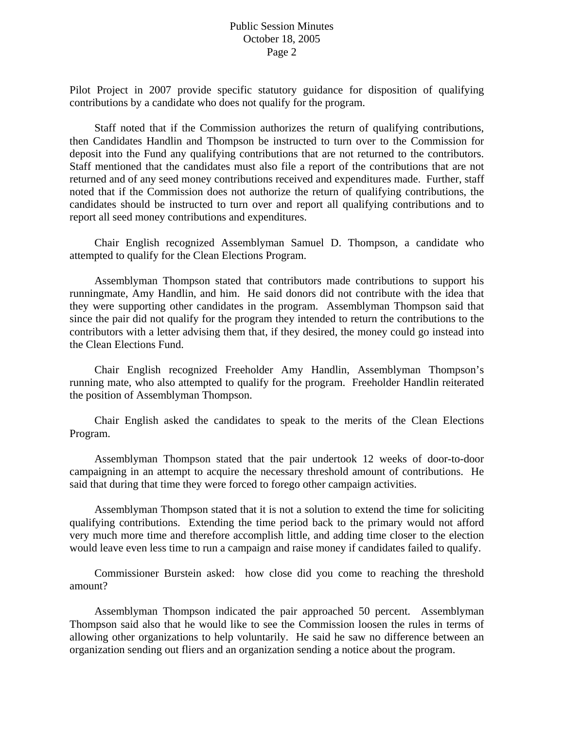Pilot Project in 2007 provide specific statutory guidance for disposition of qualifying contributions by a candidate who does not qualify for the program.

Staff noted that if the Commission authorizes the return of qualifying contributions, then Candidates Handlin and Thompson be instructed to turn over to the Commission for deposit into the Fund any qualifying contributions that are not returned to the contributors. Staff mentioned that the candidates must also file a report of the contributions that are not returned and of any seed money contributions received and expenditures made. Further, staff noted that if the Commission does not authorize the return of qualifying contributions, the candidates should be instructed to turn over and report all qualifying contributions and to report all seed money contributions and expenditures.

Chair English recognized Assemblyman Samuel D. Thompson, a candidate who attempted to qualify for the Clean Elections Program.

Assemblyman Thompson stated that contributors made contributions to support his runningmate, Amy Handlin, and him. He said donors did not contribute with the idea that they were supporting other candidates in the program. Assemblyman Thompson said that since the pair did not qualify for the program they intended to return the contributions to the contributors with a letter advising them that, if they desired, the money could go instead into the Clean Elections Fund.

Chair English recognized Freeholder Amy Handlin, Assemblyman Thompson's running mate, who also attempted to qualify for the program. Freeholder Handlin reiterated the position of Assemblyman Thompson.

Chair English asked the candidates to speak to the merits of the Clean Elections Program.

Assemblyman Thompson stated that the pair undertook 12 weeks of door-to-door campaigning in an attempt to acquire the necessary threshold amount of contributions. He said that during that time they were forced to forego other campaign activities.

Assemblyman Thompson stated that it is not a solution to extend the time for soliciting qualifying contributions. Extending the time period back to the primary would not afford very much more time and therefore accomplish little, and adding time closer to the election would leave even less time to run a campaign and raise money if candidates failed to qualify.

Commissioner Burstein asked: how close did you come to reaching the threshold amount?

Assemblyman Thompson indicated the pair approached 50 percent. Assemblyman Thompson said also that he would like to see the Commission loosen the rules in terms of allowing other organizations to help voluntarily. He said he saw no difference between an organization sending out fliers and an organization sending a notice about the program.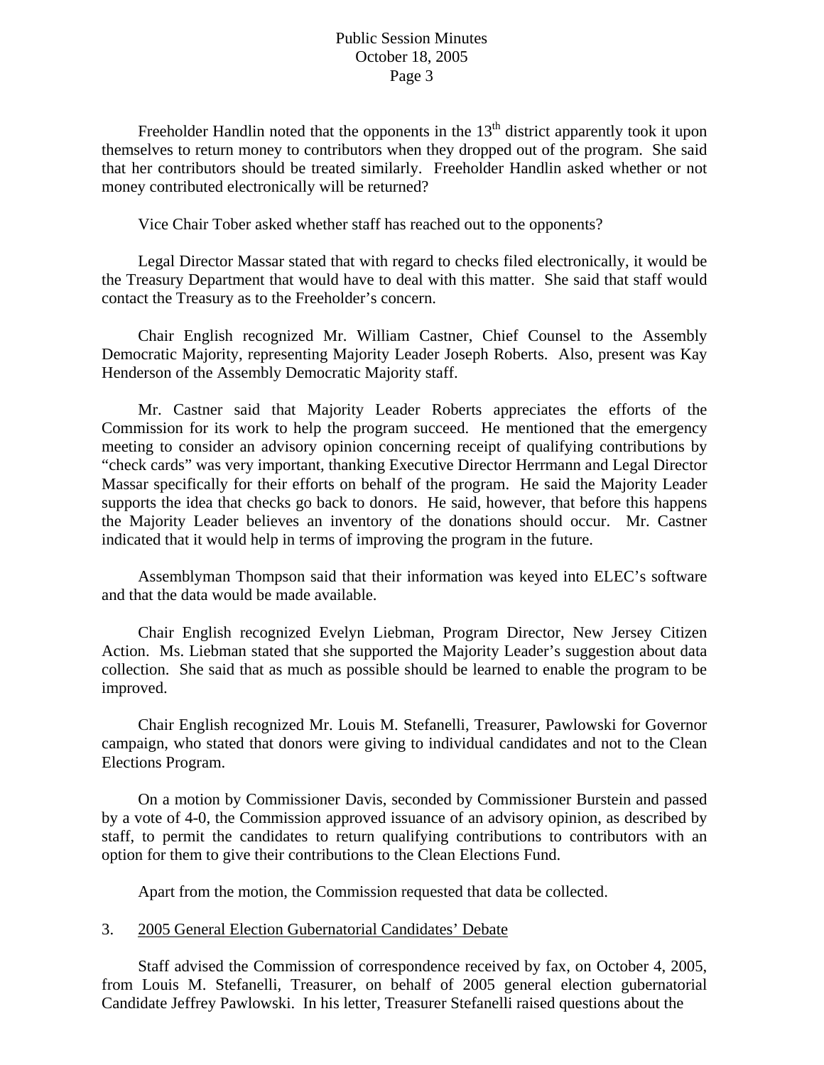Freeholder Handlin noted that the opponents in the 13th district apparently took it upon themselves to return money to contributors when they dropped out of the program. She said that her contributors should be treated similarly. Freeholder Handlin asked whether or not money contributed electronically will be returned?

Vice Chair Tober asked whether staff has reached out to the opponents?

Legal Director Massar stated that with regard to checks filed electronically, it would be the Treasury Department that would have to deal with this matter. She said that staff would contact the Treasury as to the Freeholder's concern.

Chair English recognized Mr. William Castner, Chief Counsel to the Assembly Democratic Majority, representing Majority Leader Joseph Roberts. Also, present was Kay Henderson of the Assembly Democratic Majority staff.

Mr. Castner said that Majority Leader Roberts appreciates the efforts of the Commission for its work to help the program succeed. He mentioned that the emergency meeting to consider an advisory opinion concerning receipt of qualifying contributions by "check cards" was very important, thanking Executive Director Herrmann and Legal Director Massar specifically for their efforts on behalf of the program. He said the Majority Leader supports the idea that checks go back to donors. He said, however, that before this happens the Majority Leader believes an inventory of the donations should occur. Mr. Castner indicated that it would help in terms of improving the program in the future.

Assemblyman Thompson said that their information was keyed into ELEC's software and that the data would be made available.

Chair English recognized Evelyn Liebman, Program Director, New Jersey Citizen Action. Ms. Liebman stated that she supported the Majority Leader's suggestion about data collection. She said that as much as possible should be learned to enable the program to be improved.

Chair English recognized Mr. Louis M. Stefanelli, Treasurer, Pawlowski for Governor campaign, who stated that donors were giving to individual candidates and not to the Clean Elections Program.

On a motion by Commissioner Davis, seconded by Commissioner Burstein and passed by a vote of 4-0, the Commission approved issuance of an advisory opinion, as described by staff, to permit the candidates to return qualifying contributions to contributors with an option for them to give their contributions to the Clean Elections Fund.

Apart from the motion, the Commission requested that data be collected.

3. 2005 General Election Gubernatorial Candidates' Debate

Staff advised the Commission of correspondence received by fax, on October 4, 2005, from Louis M. Stefanelli, Treasurer, on behalf of 2005 general election gubernatorial Candidate Jeffrey Pawlowski. In his letter, Treasurer Stefanelli raised questions about the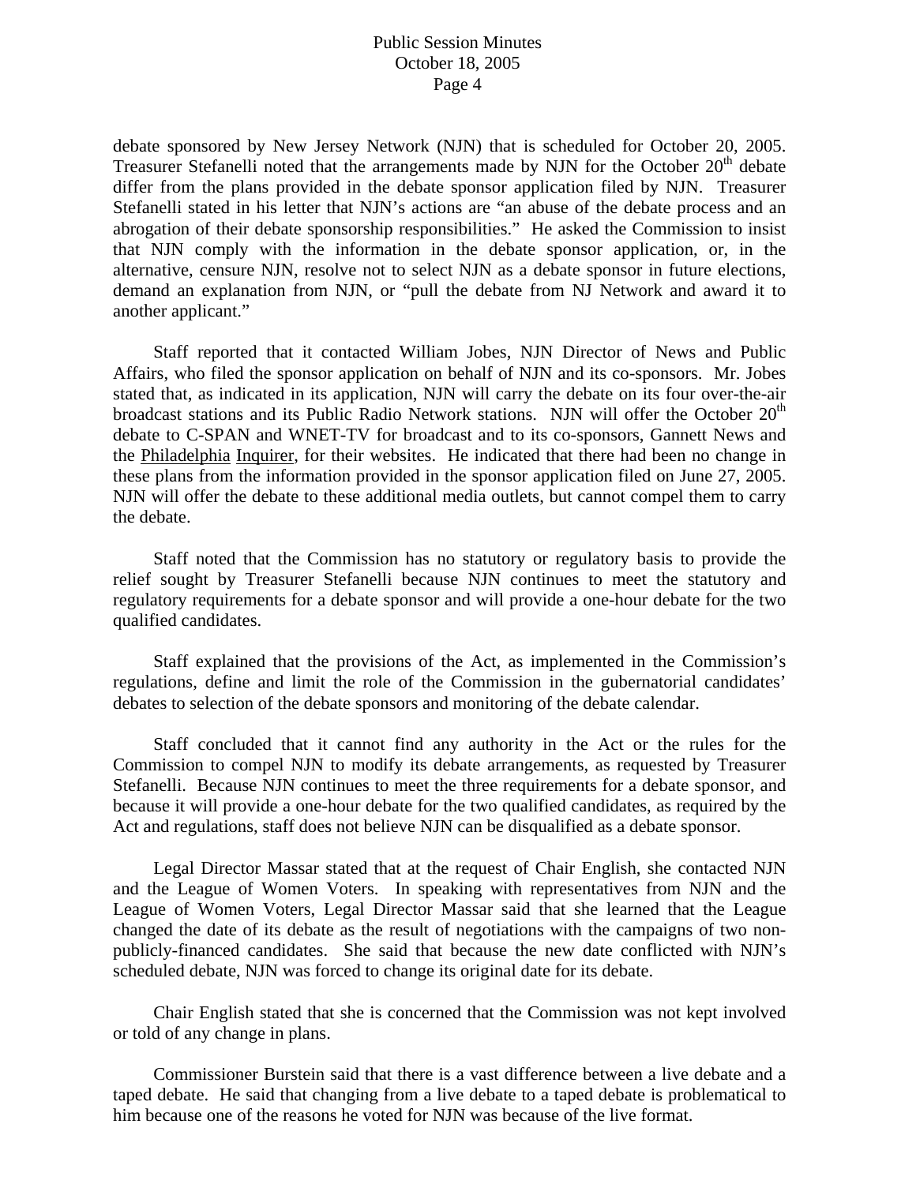debate sponsored by New Jersey Network (NJN) that is scheduled for October 20, 2005. Treasurer Stefanelli noted that the arrangements made by NJN for the October 20th debate differ from the plans provided in the debate sponsor application filed by NJN. Treasurer Stefanelli stated in his letter that NJN's actions are "an abuse of the debate process and an abrogation of their debate sponsorship responsibilities." He asked the Commission to insist that NJN comply with the information in the debate sponsor application, or, in the alternative, censure NJN, resolve not to select NJN as a debate sponsor in future elections, demand an explanation from NJN, or "pull the debate from NJ Network and award it to another applicant."

Staff reported that it contacted William Jobes, NJN Director of News and Public Affairs, who filed the sponsor application on behalf of NJN and its co-sponsors. Mr. Jobes stated that, as indicated in its application, NJN will carry the debate on its four over-the-air broadcast stations and its Public Radio Network stations. NJN will offer the October 20th debate to C-SPAN and WNET-TV for broadcast and to its co-sponsors, Gannett News and the Philadelphia Inquirer, for their websites. He indicated that there had been no change in these plans from the information provided in the sponsor application filed on June 27, 2005. NJN will offer the debate to these additional media outlets, but cannot compel them to carry the debate.

Staff noted that the Commission has no statutory or regulatory basis to provide the relief sought by Treasurer Stefanelli because NJN continues to meet the statutory and regulatory requirements for a debate sponsor and will provide a one-hour debate for the two qualified candidates.

Staff explained that the provisions of the Act, as implemented in the Commission's regulations, define and limit the role of the Commission in the gubernatorial candidates' debates to selection of the debate sponsors and monitoring of the debate calendar.

Staff concluded that it cannot find any authority in the Act or the rules for the Commission to compel NJN to modify its debate arrangements, as requested by Treasurer Stefanelli. Because NJN continues to meet the three requirements for a debate sponsor, and because it will provide a one-hour debate for the two qualified candidates, as required by the Act and regulations, staff does not believe NJN can be disqualified as a debate sponsor.

Legal Director Massar stated that at the request of Chair English, she contacted NJN and the League of Women Voters. In speaking with representatives from NJN and the League of Women Voters, Legal Director Massar said that she learned that the League changed the date of its debate as the result of negotiations with the campaigns of two non-publicly-financed candidates. She said that because the new date conflicted with NJN's scheduled debate, NJN was forced to change its original date for its debate.

Chair English stated that she is concerned that the Commission was not kept involved or told of any change in plans.

Commissioner Burstein said that there is a vast difference between a live debate and a taped debate. He said that changing from a live debate to a taped debate is problematical to him because one of the reasons he voted for NJN was because of the live format.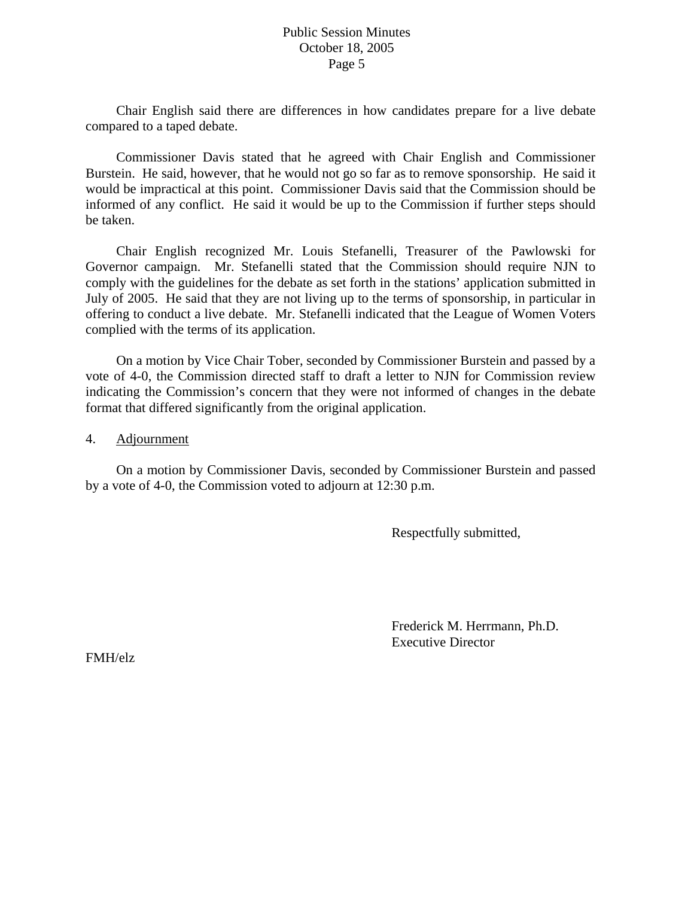Chair English said there are differences in how candidates prepare for a live debate compared to a taped debate.

Commissioner Davis stated that he agreed with Chair English and Commissioner Burstein. He said, however, that he would not go so far as to remove sponsorship. He said it would be impractical at this point. Commissioner Davis said that the Commission should be informed of any conflict. He said it would be up to the Commission if further steps should be taken.

Chair English recognized Mr. Louis Stefanelli, Treasurer of the Pawlowski for Governor campaign. Mr. Stefanelli stated that the Commission should require NJN to comply with the guidelines for the debate as set forth in the stations' application submitted in July of 2005. He said that they are not living up to the terms of sponsorship, in particular in offering to conduct a live debate. Mr. Stefanelli indicated that the League of Women Voters complied with the terms of its application.

On a motion by Vice Chair Tober, seconded by Commissioner Burstein and passed by a vote of 4-0, the Commission directed staff to draft a letter to NJN for Commission review indicating the Commission's concern that they were not informed of changes in the debate format that differed significantly from the original application.

4. Adjournment

On a motion by Commissioner Davis, seconded by Commissioner Burstein and passed by a vote of 4-0, the Commission voted to adjourn at 12:30 p.m.

Respectfully submitted,

Frederick M. Herrmann, Ph.D.
Executive Director

FMH/elz